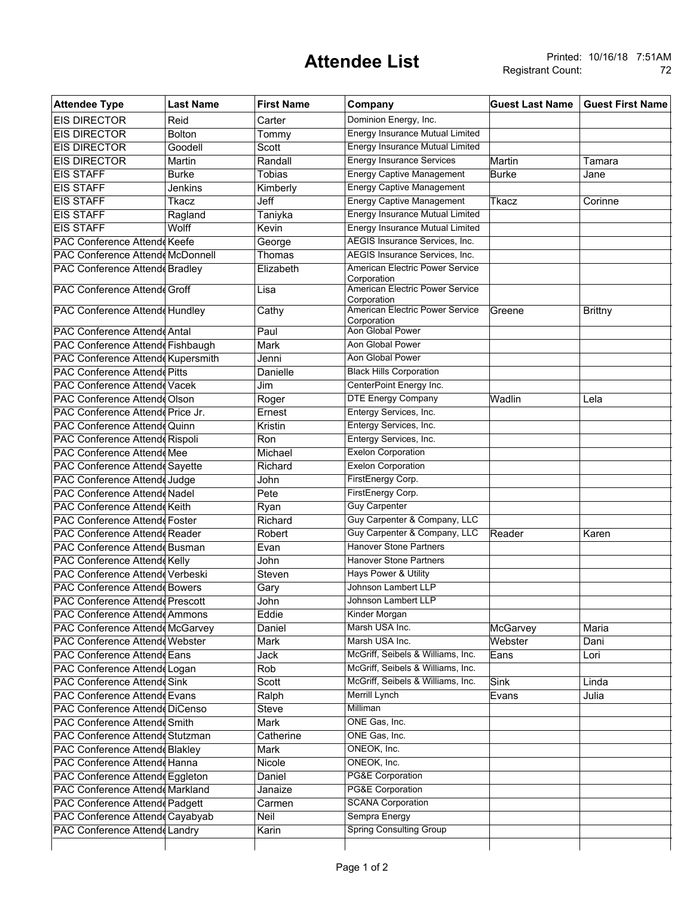# Attendee List

Printed: 10/16/18 7:51AM
Registrant Count: 72

| Attendee Type | Last Name | First Name | Company | Guest Last Name | Guest First Name |
|---|---|---|---|---|---|
| EIS DIRECTOR | Reid | Carter | Dominion Energy, Inc. | | |
| EIS DIRECTOR | Bolton | Tommy | Energy Insurance Mutual Limited | | |
| EIS DIRECTOR | Goodell | Scott | Energy Insurance Mutual Limited | | |
| EIS DIRECTOR | Martin | Randall | Energy Insurance Services | Martin | Tamara |
| EIS STAFF | Burke | Tobias | Energy Captive Management | Burke | Jane |
| EIS STAFF | Jenkins | Kimberly | Energy Captive Management | | |
| EIS STAFF | Tkacz | Jeff | Energy Captive Management | Tkacz | Corinne |
| EIS STAFF | Ragland | Taniyka | Energy Insurance Mutual Limited | | |
| EIS STAFF | Wolff | Kevin | Energy Insurance Mutual Limited | | |
| PAC Conference Attende | Keefe | George | AEGIS Insurance Services, Inc. | | |
| PAC Conference Attende | McDonnell | Thomas | AEGIS Insurance Services, Inc. | | |
| PAC Conference Attende | Bradley | Elizabeth | American Electric Power Service Corporation | | |
| PAC Conference Attende | Groff | Lisa | American Electric Power Service Corporation | | |
| PAC Conference Attende | Hundley | Cathy | American Electric Power Service Corporation | Greene | Brittny |
| PAC Conference Attende | Antal | Paul | Aon Global Power | | |
| PAC Conference Attende | Fishbaugh | Mark | Aon Global Power | | |
| PAC Conference Attende | Kupersmith | Jenni | Aon Global Power | | |
| PAC Conference Attende | Pitts | Danielle | Black Hills Corporation | | |
| PAC Conference Attende | Vacek | Jim | CenterPoint Energy Inc. | | |
| PAC Conference Attende | Olson | Roger | DTE Energy Company | Wadlin | Lela |
| PAC Conference Attende | Price Jr. | Ernest | Entergy Services, Inc. | | |
| PAC Conference Attende | Quinn | Kristin | Entergy Services, Inc. | | |
| PAC Conference Attende | Rispoli | Ron | Entergy Services, Inc. | | |
| PAC Conference Attende | Mee | Michael | Exelon Corporation | | |
| PAC Conference Attende | Sayette | Richard | Exelon Corporation | | |
| PAC Conference Attende | Judge | John | FirstEnergy Corp. | | |
| PAC Conference Attende | Nadel | Pete | FirstEnergy Corp. | | |
| PAC Conference Attende | Keith | Ryan | Guy Carpenter | | |
| PAC Conference Attende | Foster | Richard | Guy Carpenter & Company, LLC | | |
| PAC Conference Attende | Reader | Robert | Guy Carpenter & Company, LLC | Reader | Karen |
| PAC Conference Attende | Busman | Evan | Hanover Stone Partners | | |
| PAC Conference Attende | Kelly | John | Hanover Stone Partners | | |
| PAC Conference Attende | Verbeski | Steven | Hays Power & Utility | | |
| PAC Conference Attende | Bowers | Gary | Johnson Lambert LLP | | |
| PAC Conference Attende | Prescott | John | Johnson Lambert LLP | | |
| PAC Conference Attende | Ammons | Eddie | Kinder Morgan | | |
| PAC Conference Attende | McGarvey | Daniel | Marsh USA Inc. | McGarvey | Maria |
| PAC Conference Attende | Webster | Mark | Marsh USA Inc. | Webster | Dani |
| PAC Conference Attende | Eans | Jack | McGriff, Seibels & Williams, Inc. | Eans | Lori |
| PAC Conference Attende | Logan | Rob | McGriff, Seibels & Williams, Inc. | | |
| PAC Conference Attende | Sink | Scott | McGriff, Seibels & Williams, Inc. | Sink | Linda |
| PAC Conference Attende | Evans | Ralph | Merrill Lynch | Evans | Julia |
| PAC Conference Attende | DiCenso | Steve | Milliman | | |
| PAC Conference Attende | Smith | Mark | ONE Gas, Inc. | | |
| PAC Conference Attende | Stutzman | Catherine | ONE Gas, Inc. | | |
| PAC Conference Attende | Blakley | Mark | ONEOK, Inc. | | |
| PAC Conference Attende | Hanna | Nicole | ONEOK, Inc. | | |
| PAC Conference Attende | Eggleton | Daniel | PG&E Corporation | | |
| PAC Conference Attende | Markland | Janaize | PG&E Corporation | | |
| PAC Conference Attende | Padgett | Carmen | SCANA Corporation | | |
| PAC Conference Attende | Cayabyab | Neil | Sempra Energy | | |
| PAC Conference Attende | Landry | Karin | Spring Consulting Group | | |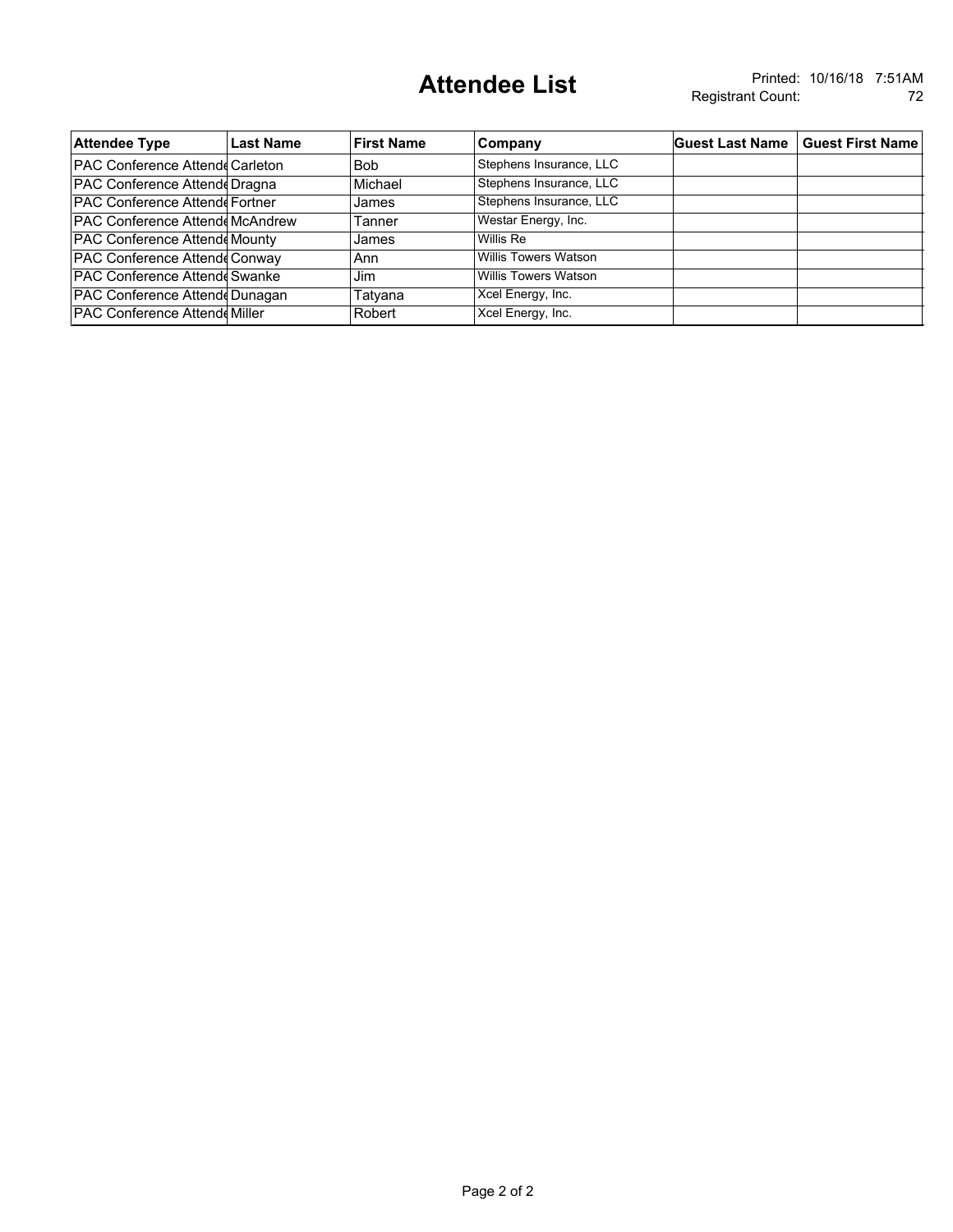# Attendee List

Printed: 10/16/18 7:51AM
Registrant Count: 72

| Attendee Type | Last Name | First Name | Company | Guest Last Name | Guest First Name |
|---|---|---|---|---|---|
| PAC Conference Attende | Carleton | Bob | Stephens Insurance, LLC | | |
| PAC Conference Attende | Dragna | Michael | Stephens Insurance, LLC | | |
| PAC Conference Attende | Fortner | James | Stephens Insurance, LLC | | |
| PAC Conference Attende | McAndrew | Tanner | Westar Energy, Inc. | | |
| PAC Conference Attende | Mounty | James | Willis Re | | |
| PAC Conference Attende | Conway | Ann | Willis Towers Watson | | |
| PAC Conference Attende | Swanke | Jim | Willis Towers Watson | | |
| PAC Conference Attende | Dunagan | Tatyana | Xcel Energy, Inc. | | |
| PAC Conference Attende | Miller | Robert | Xcel Energy, Inc. | | |